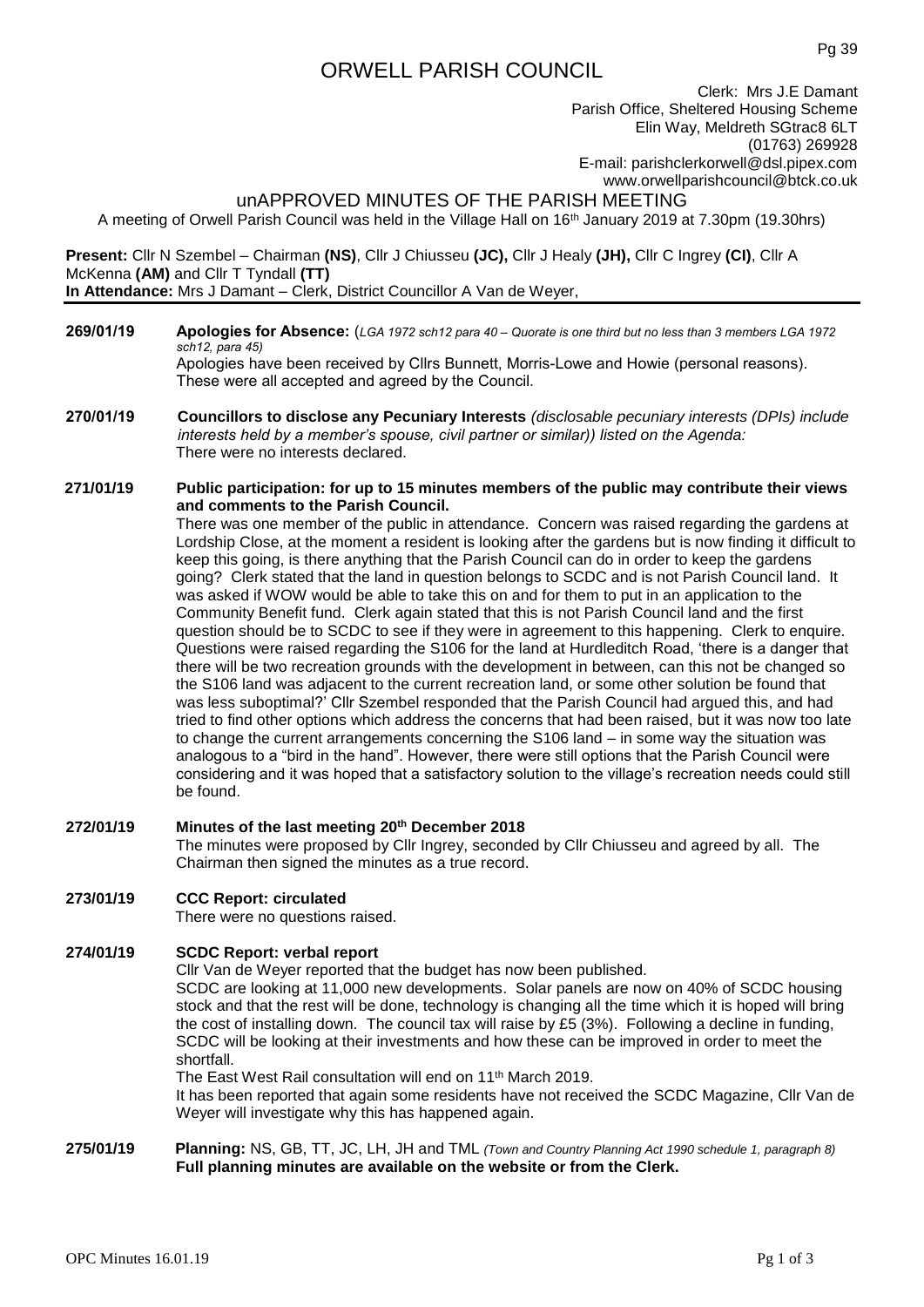# ORWELL PARISH COUNCIL

Clerk: Mrs J.E Damant
Parish Office, Sheltered Housing Scheme
Elin Way, Meldreth SGtrac8 6LT
(01763) 269928
E-mail: parishclerkorwell@dsl.pipex.com
www.orwellparishcouncil@btck.co.uk

## unAPPROVED MINUTES OF THE PARISH MEETING

A meeting of Orwell Parish Council was held in the Village Hall on 16th January 2019 at 7.30pm (19.30hrs)

**Present:** Cllr N Szembel – Chairman **(NS)**, Cllr J Chiusseu **(JC),** Cllr J Healy **(JH),** Cllr C Ingrey **(CI)**, Cllr A McKenna **(AM)** and Cllr T Tyndall **(TT)**
**In Attendance:** Mrs J Damant – Clerk, District Councillor A Van de Weyer,

---

**269/01/19** **Apologies for Absence:** (*LGA 1972 sch12 para 40 – Quorate is one third but no less than 3 members LGA 1972 sch12, para 45)*
Apologies have been received by Cllrs Bunnett, Morris-Lowe and Howie (personal reasons). These were all accepted and agreed by the Council.

**270/01/19** **Councillors to disclose any Pecuniary Interests** *(disclosable pecuniary interests (DPIs) include interests held by a member's spouse, civil partner or similar)) listed on the Agenda:*
There were no interests declared.

**271/01/19** **Public participation: for up to 15 minutes members of the public may contribute their views and comments to the Parish Council.**
There was one member of the public in attendance. Concern was raised regarding the gardens at Lordship Close, at the moment a resident is looking after the gardens but is now finding it difficult to keep this going, is there anything that the Parish Council can do in order to keep the gardens going? Clerk stated that the land in question belongs to SCDC and is not Parish Council land. It was asked if WOW would be able to take this on and for them to put in an application to the Community Benefit fund. Clerk again stated that this is not Parish Council land and the first question should be to SCDC to see if they were in agreement to this happening. Clerk to enquire. Questions were raised regarding the S106 for the land at Hurdleditch Road, 'there is a danger that there will be two recreation grounds with the development in between, can this not be changed so the S106 land was adjacent to the current recreation land, or some other solution be found that was less suboptimal?' Cllr Szembel responded that the Parish Council had argued this, and had tried to find other options which address the concerns that had been raised, but it was now too late to change the current arrangements concerning the S106 land – in some way the situation was analogous to a "bird in the hand". However, there were still options that the Parish Council were considering and it was hoped that a satisfactory solution to the village's recreation needs could still be found.

**272/01/19** **Minutes of the last meeting 20th December 2018**
The minutes were proposed by Cllr Ingrey, seconded by Cllr Chiusseu and agreed by all. The Chairman then signed the minutes as a true record.

**273/01/19** **CCC Report: circulated**
There were no questions raised.

**274/01/19** **SCDC Report: verbal report**
Cllr Van de Weyer reported that the budget has now been published.
SCDC are looking at 11,000 new developments. Solar panels are now on 40% of SCDC housing stock and that the rest will be done, technology is changing all the time which it is hoped will bring the cost of installing down. The council tax will raise by £5 (3%). Following a decline in funding, SCDC will be looking at their investments and how these can be improved in order to meet the shortfall.
The East West Rail consultation will end on 11th March 2019.
It has been reported that again some residents have not received the SCDC Magazine, Cllr Van de Weyer will investigate why this has happened again.

**275/01/19** **Planning:** NS, GB, TT, JC, LH, JH and TML *(Town and Country Planning Act 1990 schedule 1, paragraph 8)*
**Full planning minutes are available on the website or from the Clerk.**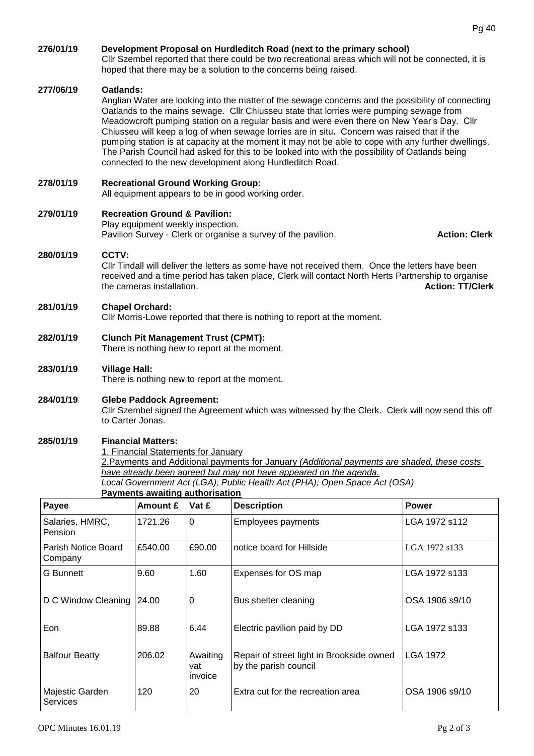**276/01/19 Development Proposal on Hurdleditch Road (next to the primary school)**

Cllr Szembel reported that there could be two recreational areas which will not be connected, it is hoped that there may be a solution to the concerns being raised.

**277/06/19 Oatlands:**

Anglian Water are looking into the matter of the sewage concerns and the possibility of connecting Oatlands to the mains sewage. Cllr Chiusseu state that lorries were pumping sewage from Meadowcroft pumping station on a regular basis and were even there on New Year's Day. Cllr Chiusseu will keep a log of when sewage lorries are in situ**.** Concern was raised that if the pumping station is at capacity at the moment it may not be able to cope with any further dwellings. The Parish Council had asked for this to be looked into with the possibility of Oatlands being connected to the new development along Hurdleditch Road.

**278/01/19 Recreational Ground Working Group:**

All equipment appears to be in good working order.

**279/01/19 Recreation Ground & Pavilion:**

Play equipment weekly inspection.

Pavilion Survey - Clerk or organise a survey of the pavilion. **Action: Clerk**

**280/01/19 CCTV:**

Cllr Tindall will deliver the letters as some have not received them. Once the letters have been received and a time period has taken place, Clerk will contact North Herts Partnership to organise the cameras installation. **Action: TT/Clerk**

**281/01/19 Chapel Orchard:**

Cllr Morris-Lowe reported that there is nothing to report at the moment.

**282/01/19 Clunch Pit Management Trust (CPMT):**

There is nothing new to report at the moment.

**283/01/19 Village Hall:**

There is nothing new to report at the moment.

**284/01/19 Glebe Paddock Agreement:**

Cllr Szembel signed the Agreement which was witnessed by the Clerk. Clerk will now send this off to Carter Jonas.

**285/01/19 Financial Matters:**

1. Financial Statements for January

2. Payments and Additional payments for January *(Additional payments are shaded, these costs have already been agreed but may not have appeared on the agenda.*

*Local Government Act (LGA); Public Health Act (PHA); Open Space Act (OSA)*

**Payments awaiting authorisation**

| Payee | Amount £ | Vat £ | Description | Power |
|---|---|---|---|---|
| Salaries, HMRC, Pension | 1721.26 | 0 | Employees payments | LGA 1972 s112 |
| Parish Notice Board Company | £540.00 | £90.00 | notice board for Hillside | LGA 1972 s133 |
| G Bunnett | 9.60 | 1.60 | Expenses for OS map | LGA 1972 s133 |
| D C Window Cleaning | 24.00 | 0 | Bus shelter cleaning | OSA 1906 s9/10 |
| Eon | 89.88 | 6.44 | Electric pavilion paid by DD | LGA 1972 s133 |
| Balfour Beatty | 206.02 | Awaiting vat invoice | Repair of street light in Brookside owned by the parish council | LGA 1972 |
| Majestic Garden Services | 120 | 20 | Extra cut for the recreation area | OSA 1906 s9/10 |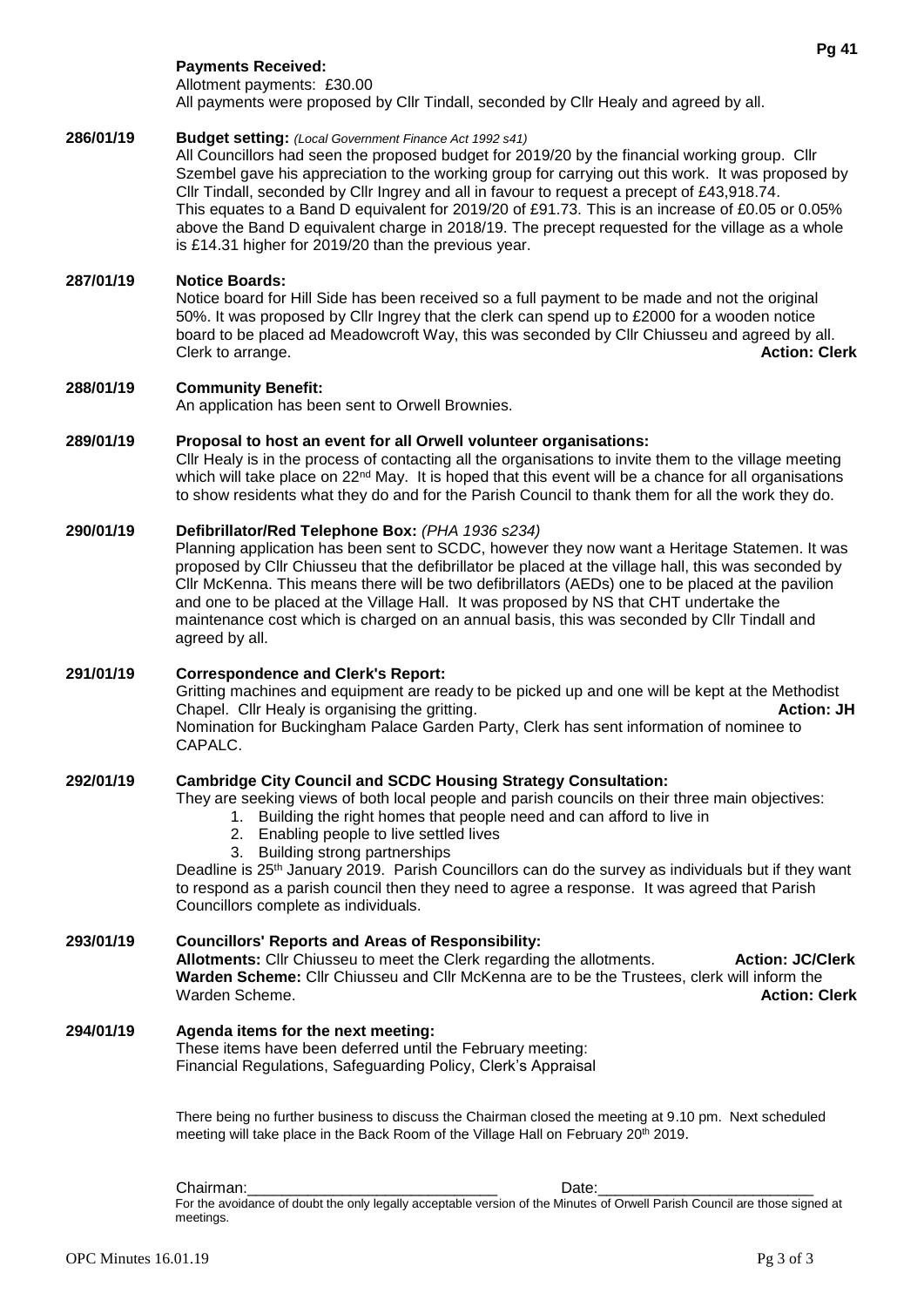**Payments Received:**

Allotment payments: £30.00

All payments were proposed by Cllr Tindall, seconded by Cllr Healy and agreed by all.

**286/01/19 Budget setting:** *(Local Government Finance Act 1992 s41)*

All Councillors had seen the proposed budget for 2019/20 by the financial working group. Cllr Szembel gave his appreciation to the working group for carrying out this work. It was proposed by Cllr Tindall, seconded by Cllr Ingrey and all in favour to request a precept of £43,918.74. This equates to a Band D equivalent for 2019/20 of £91.73. This is an increase of £0.05 or 0.05% above the Band D equivalent charge in 2018/19. The precept requested for the village as a whole is £14.31 higher for 2019/20 than the previous year.

**287/01/19 Notice Boards:**

Notice board for Hill Side has been received so a full payment to be made and not the original 50%. It was proposed by Cllr Ingrey that the clerk can spend up to £2000 for a wooden notice board to be placed ad Meadowcroft Way, this was seconded by Cllr Chiusseu and agreed by all. Clerk to arrange. **Action: Clerk**

**288/01/19 Community Benefit:**

An application has been sent to Orwell Brownies.

**289/01/19 Proposal to host an event for all Orwell volunteer organisations:**

Cllr Healy is in the process of contacting all the organisations to invite them to the village meeting which will take place on 22nd May. It is hoped that this event will be a chance for all organisations to show residents what they do and for the Parish Council to thank them for all the work they do.

**290/01/19 Defibrillator/Red Telephone Box:** *(PHA 1936 s234)*

Planning application has been sent to SCDC, however they now want a Heritage Statemen. It was proposed by Cllr Chiusseu that the defibrillator be placed at the village hall, this was seconded by Cllr McKenna. This means there will be two defibrillators (AEDs) one to be placed at the pavilion and one to be placed at the Village Hall. It was proposed by NS that CHT undertake the maintenance cost which is charged on an annual basis, this was seconded by Cllr Tindall and agreed by all.

**291/01/19 Correspondence and Clerk's Report:**

Gritting machines and equipment are ready to be picked up and one will be kept at the Methodist Chapel. Cllr Healy is organising the gritting. **Action: JH**

Nomination for Buckingham Palace Garden Party, Clerk has sent information of nominee to CAPALC.

**292/01/19 Cambridge City Council and SCDC Housing Strategy Consultation:**

They are seeking views of both local people and parish councils on their three main objectives:

1. Building the right homes that people need and can afford to live in
2. Enabling people to live settled lives
3. Building strong partnerships

Deadline is 25th January 2019. Parish Councillors can do the survey as individuals but if they want to respond as a parish council then they need to agree a response. It was agreed that Parish Councillors complete as individuals.

**293/01/19 Councillors' Reports and Areas of Responsibility:**

**Allotments:** Cllr Chiusseu to meet the Clerk regarding the allotments. **Action: JC/Clerk**

**Warden Scheme:** Cllr Chiusseu and Cllr McKenna are to be the Trustees, clerk will inform the Warden Scheme. **Action: Clerk**

**294/01/19 Agenda items for the next meeting:**

These items have been deferred until the February meeting:
Financial Regulations, Safeguarding Policy, Clerk's Appraisal

There being no further business to discuss the Chairman closed the meeting at 9.10 pm. Next scheduled meeting will take place in the Back Room of the Village Hall on February 20th 2019.

Chairman:______________________________ Date:_________________________

For the avoidance of doubt the only legally acceptable version of the Minutes of Orwell Parish Council are those signed at meetings.